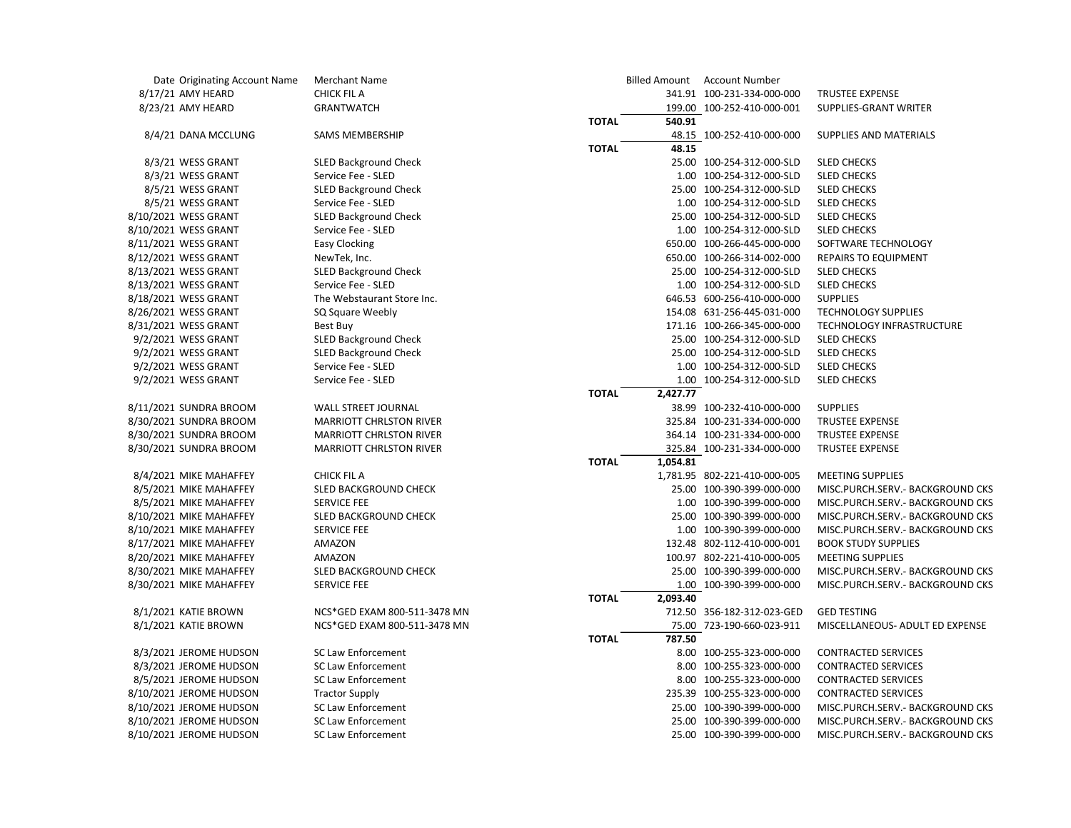| Date | Originating Account Name | Merchant Name | | Billed Amount | Account Number | |
|---|---|---|---|---|---|---|
| 8/17/21 | AMY HEARD | CHICK FIL A | | 341.91 | 100-231-334-000-000 | TRUSTEE EXPENSE |
| 8/23/21 | AMY HEARD | GRANTWATCH | | 199.00 | 100-252-410-000-001 | SUPPLIES-GRANT WRITER |
| | | | **TOTAL** | **540.91** | | |
| 8/4/21 | DANA MCCLUNG | SAMS MEMBERSHIP | | 48.15 | 100-252-410-000-000 | SUPPLIES AND MATERIALS |
| | | | **TOTAL** | **48.15** | | |
| 8/3/21 | WESS GRANT | SLED Background Check | | 25.00 | 100-254-312-000-SLD | SLED CHECKS |
| 8/3/21 | WESS GRANT | Service Fee - SLED | | 1.00 | 100-254-312-000-SLD | SLED CHECKS |
| 8/5/21 | WESS GRANT | SLED Background Check | | 25.00 | 100-254-312-000-SLD | SLED CHECKS |
| 8/5/21 | WESS GRANT | Service Fee - SLED | | 1.00 | 100-254-312-000-SLD | SLED CHECKS |
| 8/10/2021 | WESS GRANT | SLED Background Check | | 25.00 | 100-254-312-000-SLD | SLED CHECKS |
| 8/10/2021 | WESS GRANT | Service Fee - SLED | | 1.00 | 100-254-312-000-SLD | SLED CHECKS |
| 8/11/2021 | WESS GRANT | Easy Clocking | | 650.00 | 100-266-445-000-000 | SOFTWARE TECHNOLOGY |
| 8/12/2021 | WESS GRANT | NewTek, Inc. | | 650.00 | 100-266-314-002-000 | REPAIRS TO EQUIPMENT |
| 8/13/2021 | WESS GRANT | SLED Background Check | | 25.00 | 100-254-312-000-SLD | SLED CHECKS |
| 8/13/2021 | WESS GRANT | Service Fee - SLED | | 1.00 | 100-254-312-000-SLD | SLED CHECKS |
| 8/18/2021 | WESS GRANT | The Webstaurant Store Inc. | | 646.53 | 600-256-410-000-000 | SUPPLIES |
| 8/26/2021 | WESS GRANT | SQ Square Weebly | | 154.08 | 631-256-445-031-000 | TECHNOLOGY SUPPLIES |
| 8/31/2021 | WESS GRANT | Best Buy | | 171.16 | 100-266-345-000-000 | TECHNOLOGY INFRASTRUCTURE |
| 9/2/2021 | WESS GRANT | SLED Background Check | | 25.00 | 100-254-312-000-SLD | SLED CHECKS |
| 9/2/2021 | WESS GRANT | SLED Background Check | | 25.00 | 100-254-312-000-SLD | SLED CHECKS |
| 9/2/2021 | WESS GRANT | Service Fee - SLED | | 1.00 | 100-254-312-000-SLD | SLED CHECKS |
| 9/2/2021 | WESS GRANT | Service Fee - SLED | | 1.00 | 100-254-312-000-SLD | SLED CHECKS |
| | | | **TOTAL** | **2,427.77** | | |
| 8/11/2021 | SUNDRA BROOM | WALL STREET JOURNAL | | 38.99 | 100-232-410-000-000 | SUPPLIES |
| 8/30/2021 | SUNDRA BROOM | MARRIOTT CHRLSTON RIVER | | 325.84 | 100-231-334-000-000 | TRUSTEE EXPENSE |
| 8/30/2021 | SUNDRA BROOM | MARRIOTT CHRLSTON RIVER | | 364.14 | 100-231-334-000-000 | TRUSTEE EXPENSE |
| 8/30/2021 | SUNDRA BROOM | MARRIOTT CHRLSTON RIVER | | 325.84 | 100-231-334-000-000 | TRUSTEE EXPENSE |
| | | | **TOTAL** | **1,054.81** | | |
| 8/4/2021 | MIKE MAHAFFEY | CHICK FIL A | | 1,781.95 | 802-221-410-000-005 | MEETING SUPPLIES |
| 8/5/2021 | MIKE MAHAFFEY | SLED BACKGROUND CHECK | | 25.00 | 100-390-399-000-000 | MISC.PURCH.SERV.- BACKGROUND CKS |
| 8/5/2021 | MIKE MAHAFFEY | SERVICE FEE | | 1.00 | 100-390-399-000-000 | MISC.PURCH.SERV.- BACKGROUND CKS |
| 8/10/2021 | MIKE MAHAFFEY | SLED BACKGROUND CHECK | | 25.00 | 100-390-399-000-000 | MISC.PURCH.SERV.- BACKGROUND CKS |
| 8/10/2021 | MIKE MAHAFFEY | SERVICE FEE | | 1.00 | 100-390-399-000-000 | MISC.PURCH.SERV.- BACKGROUND CKS |
| 8/17/2021 | MIKE MAHAFFEY | AMAZON | | 132.48 | 802-112-410-000-001 | BOOK STUDY SUPPLIES |
| 8/20/2021 | MIKE MAHAFFEY | AMAZON | | 100.97 | 802-221-410-000-005 | MEETING SUPPLIES |
| 8/30/2021 | MIKE MAHAFFEY | SLED BACKGROUND CHECK | | 25.00 | 100-390-399-000-000 | MISC.PURCH.SERV.- BACKGROUND CKS |
| 8/30/2021 | MIKE MAHAFFEY | SERVICE FEE | | 1.00 | 100-390-399-000-000 | MISC.PURCH.SERV.- BACKGROUND CKS |
| | | | **TOTAL** | **2,093.40** | | |
| 8/1/2021 | KATIE BROWN | NCS*GED EXAM 800-511-3478 MN | | 712.50 | 356-182-312-023-GED | GED TESTING |
| 8/1/2021 | KATIE BROWN | NCS*GED EXAM 800-511-3478 MN | | 75.00 | 723-190-660-023-911 | MISCELLANEOUS- ADULT ED EXPENSE |
| | | | **TOTAL** | **787.50** | | |
| 8/3/2021 | JEROME HUDSON | SC Law Enforcement | | 8.00 | 100-255-323-000-000 | CONTRACTED SERVICES |
| 8/3/2021 | JEROME HUDSON | SC Law Enforcement | | 8.00 | 100-255-323-000-000 | CONTRACTED SERVICES |
| 8/5/2021 | JEROME HUDSON | SC Law Enforcement | | 8.00 | 100-255-323-000-000 | CONTRACTED SERVICES |
| 8/10/2021 | JEROME HUDSON | Tractor Supply | | 235.39 | 100-255-323-000-000 | CONTRACTED SERVICES |
| 8/10/2021 | JEROME HUDSON | SC Law Enforcement | | 25.00 | 100-390-399-000-000 | MISC.PURCH.SERV.- BACKGROUND CKS |
| 8/10/2021 | JEROME HUDSON | SC Law Enforcement | | 25.00 | 100-390-399-000-000 | MISC.PURCH.SERV.- BACKGROUND CKS |
| 8/10/2021 | JEROME HUDSON | SC Law Enforcement | | 25.00 | 100-390-399-000-000 | MISC.PURCH.SERV.- BACKGROUND CKS |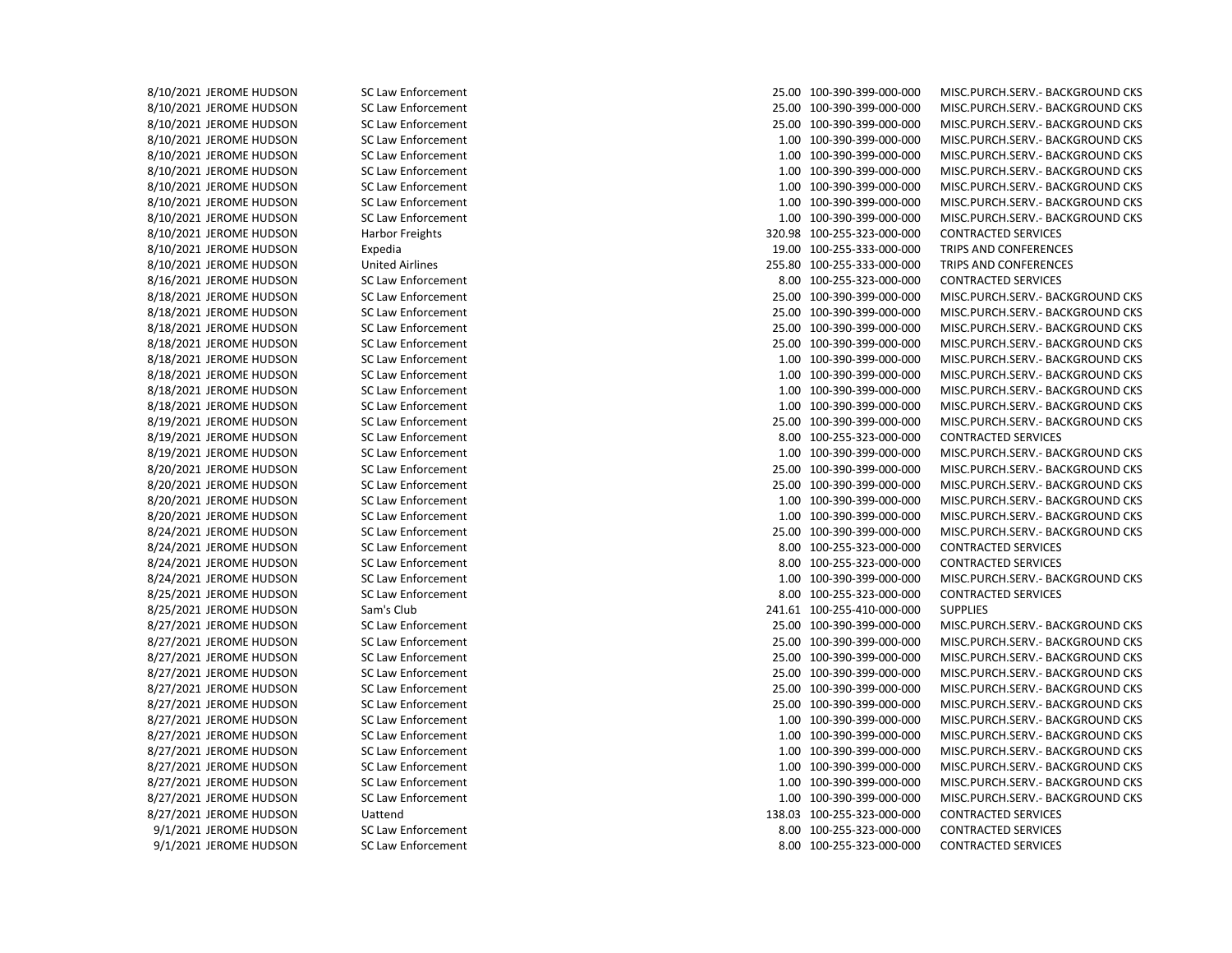| | | | | | |
|---|---|---|---|---|---|
| 8/10/2021 | JEROME HUDSON | SC Law Enforcement | 25.00 | 100-390-399-000-000 | MISC.PURCH.SERV.- BACKGROUND CKS |
| 8/10/2021 | JEROME HUDSON | SC Law Enforcement | 25.00 | 100-390-399-000-000 | MISC.PURCH.SERV.- BACKGROUND CKS |
| 8/10/2021 | JEROME HUDSON | SC Law Enforcement | 25.00 | 100-390-399-000-000 | MISC.PURCH.SERV.- BACKGROUND CKS |
| 8/10/2021 | JEROME HUDSON | SC Law Enforcement | 1.00 | 100-390-399-000-000 | MISC.PURCH.SERV.- BACKGROUND CKS |
| 8/10/2021 | JEROME HUDSON | SC Law Enforcement | 1.00 | 100-390-399-000-000 | MISC.PURCH.SERV.- BACKGROUND CKS |
| 8/10/2021 | JEROME HUDSON | SC Law Enforcement | 1.00 | 100-390-399-000-000 | MISC.PURCH.SERV.- BACKGROUND CKS |
| 8/10/2021 | JEROME HUDSON | SC Law Enforcement | 1.00 | 100-390-399-000-000 | MISC.PURCH.SERV.- BACKGROUND CKS |
| 8/10/2021 | JEROME HUDSON | SC Law Enforcement | 1.00 | 100-390-399-000-000 | MISC.PURCH.SERV.- BACKGROUND CKS |
| 8/10/2021 | JEROME HUDSON | SC Law Enforcement | 1.00 | 100-390-399-000-000 | MISC.PURCH.SERV.- BACKGROUND CKS |
| 8/10/2021 | JEROME HUDSON | Harbor Freights | 320.98 | 100-255-323-000-000 | CONTRACTED SERVICES |
| 8/10/2021 | JEROME HUDSON | Expedia | 19.00 | 100-255-333-000-000 | TRIPS AND CONFERENCES |
| 8/10/2021 | JEROME HUDSON | United Airlines | 255.80 | 100-255-333-000-000 | TRIPS AND CONFERENCES |
| 8/16/2021 | JEROME HUDSON | SC Law Enforcement | 8.00 | 100-255-323-000-000 | CONTRACTED SERVICES |
| 8/18/2021 | JEROME HUDSON | SC Law Enforcement | 25.00 | 100-390-399-000-000 | MISC.PURCH.SERV.- BACKGROUND CKS |
| 8/18/2021 | JEROME HUDSON | SC Law Enforcement | 25.00 | 100-390-399-000-000 | MISC.PURCH.SERV.- BACKGROUND CKS |
| 8/18/2021 | JEROME HUDSON | SC Law Enforcement | 25.00 | 100-390-399-000-000 | MISC.PURCH.SERV.- BACKGROUND CKS |
| 8/18/2021 | JEROME HUDSON | SC Law Enforcement | 25.00 | 100-390-399-000-000 | MISC.PURCH.SERV.- BACKGROUND CKS |
| 8/18/2021 | JEROME HUDSON | SC Law Enforcement | 1.00 | 100-390-399-000-000 | MISC.PURCH.SERV.- BACKGROUND CKS |
| 8/18/2021 | JEROME HUDSON | SC Law Enforcement | 1.00 | 100-390-399-000-000 | MISC.PURCH.SERV.- BACKGROUND CKS |
| 8/18/2021 | JEROME HUDSON | SC Law Enforcement | 1.00 | 100-390-399-000-000 | MISC.PURCH.SERV.- BACKGROUND CKS |
| 8/18/2021 | JEROME HUDSON | SC Law Enforcement | 1.00 | 100-390-399-000-000 | MISC.PURCH.SERV.- BACKGROUND CKS |
| 8/19/2021 | JEROME HUDSON | SC Law Enforcement | 25.00 | 100-390-399-000-000 | MISC.PURCH.SERV.- BACKGROUND CKS |
| 8/19/2021 | JEROME HUDSON | SC Law Enforcement | 8.00 | 100-255-323-000-000 | CONTRACTED SERVICES |
| 8/19/2021 | JEROME HUDSON | SC Law Enforcement | 1.00 | 100-390-399-000-000 | MISC.PURCH.SERV.- BACKGROUND CKS |
| 8/20/2021 | JEROME HUDSON | SC Law Enforcement | 25.00 | 100-390-399-000-000 | MISC.PURCH.SERV.- BACKGROUND CKS |
| 8/20/2021 | JEROME HUDSON | SC Law Enforcement | 25.00 | 100-390-399-000-000 | MISC.PURCH.SERV.- BACKGROUND CKS |
| 8/20/2021 | JEROME HUDSON | SC Law Enforcement | 1.00 | 100-390-399-000-000 | MISC.PURCH.SERV.- BACKGROUND CKS |
| 8/20/2021 | JEROME HUDSON | SC Law Enforcement | 1.00 | 100-390-399-000-000 | MISC.PURCH.SERV.- BACKGROUND CKS |
| 8/24/2021 | JEROME HUDSON | SC Law Enforcement | 25.00 | 100-390-399-000-000 | MISC.PURCH.SERV.- BACKGROUND CKS |
| 8/24/2021 | JEROME HUDSON | SC Law Enforcement | 8.00 | 100-255-323-000-000 | CONTRACTED SERVICES |
| 8/24/2021 | JEROME HUDSON | SC Law Enforcement | 8.00 | 100-255-323-000-000 | CONTRACTED SERVICES |
| 8/24/2021 | JEROME HUDSON | SC Law Enforcement | 1.00 | 100-390-399-000-000 | MISC.PURCH.SERV.- BACKGROUND CKS |
| 8/25/2021 | JEROME HUDSON | SC Law Enforcement | 8.00 | 100-255-323-000-000 | CONTRACTED SERVICES |
| 8/25/2021 | JEROME HUDSON | Sam's Club | 241.61 | 100-255-410-000-000 | SUPPLIES |
| 8/27/2021 | JEROME HUDSON | SC Law Enforcement | 25.00 | 100-390-399-000-000 | MISC.PURCH.SERV.- BACKGROUND CKS |
| 8/27/2021 | JEROME HUDSON | SC Law Enforcement | 25.00 | 100-390-399-000-000 | MISC.PURCH.SERV.- BACKGROUND CKS |
| 8/27/2021 | JEROME HUDSON | SC Law Enforcement | 25.00 | 100-390-399-000-000 | MISC.PURCH.SERV.- BACKGROUND CKS |
| 8/27/2021 | JEROME HUDSON | SC Law Enforcement | 25.00 | 100-390-399-000-000 | MISC.PURCH.SERV.- BACKGROUND CKS |
| 8/27/2021 | JEROME HUDSON | SC Law Enforcement | 25.00 | 100-390-399-000-000 | MISC.PURCH.SERV.- BACKGROUND CKS |
| 8/27/2021 | JEROME HUDSON | SC Law Enforcement | 25.00 | 100-390-399-000-000 | MISC.PURCH.SERV.- BACKGROUND CKS |
| 8/27/2021 | JEROME HUDSON | SC Law Enforcement | 1.00 | 100-390-399-000-000 | MISC.PURCH.SERV.- BACKGROUND CKS |
| 8/27/2021 | JEROME HUDSON | SC Law Enforcement | 1.00 | 100-390-399-000-000 | MISC.PURCH.SERV.- BACKGROUND CKS |
| 8/27/2021 | JEROME HUDSON | SC Law Enforcement | 1.00 | 100-390-399-000-000 | MISC.PURCH.SERV.- BACKGROUND CKS |
| 8/27/2021 | JEROME HUDSON | SC Law Enforcement | 1.00 | 100-390-399-000-000 | MISC.PURCH.SERV.- BACKGROUND CKS |
| 8/27/2021 | JEROME HUDSON | SC Law Enforcement | 1.00 | 100-390-399-000-000 | MISC.PURCH.SERV.- BACKGROUND CKS |
| 8/27/2021 | JEROME HUDSON | SC Law Enforcement | 1.00 | 100-390-399-000-000 | MISC.PURCH.SERV.- BACKGROUND CKS |
| 8/27/2021 | JEROME HUDSON | Uattend | 138.03 | 100-255-323-000-000 | CONTRACTED SERVICES |
| 9/1/2021 | JEROME HUDSON | SC Law Enforcement | 8.00 | 100-255-323-000-000 | CONTRACTED SERVICES |
| 9/1/2021 | JEROME HUDSON | SC Law Enforcement | 8.00 | 100-255-323-000-000 | CONTRACTED SERVICES |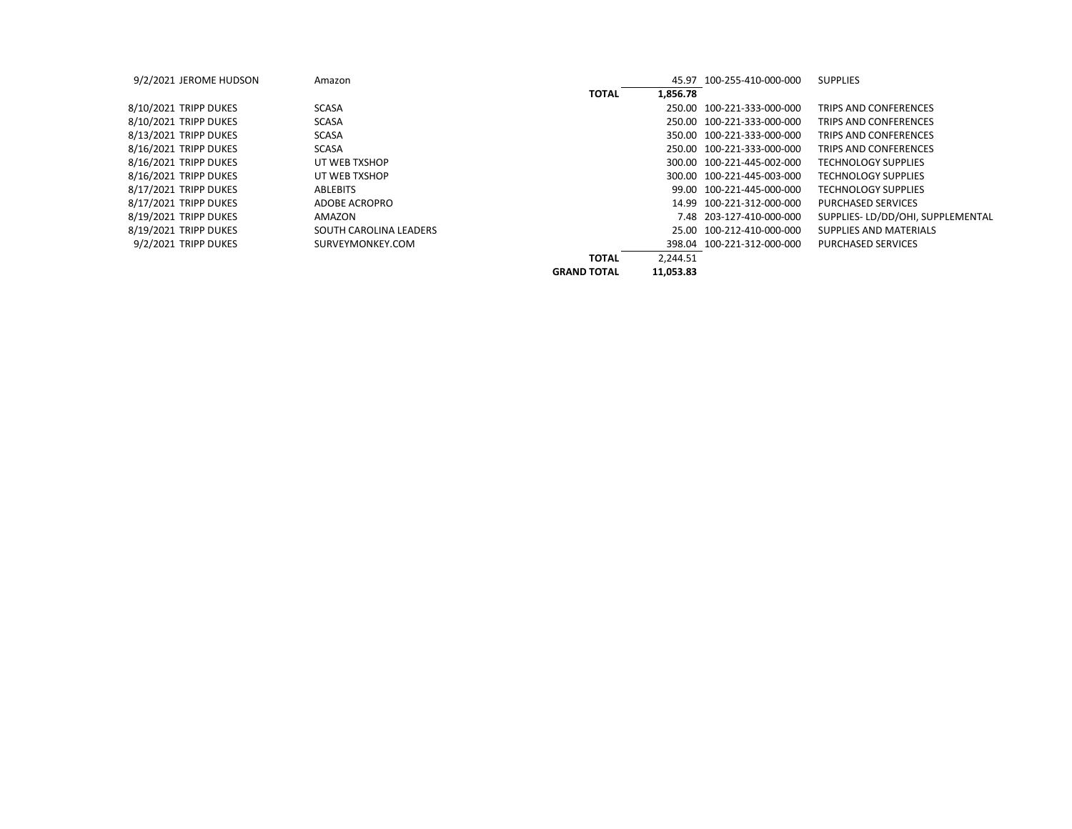| | | | | | | |
|---|---|---|---|---|---|---|
| 9/2/2021 | JEROME HUDSON | Amazon | | 45.97 | 100-255-410-000-000 | SUPPLIES |
| | | | **TOTAL** | **1,856.78** | | |
| 8/10/2021 | TRIPP DUKES | SCASA | | 250.00 | 100-221-333-000-000 | TRIPS AND CONFERENCES |
| 8/10/2021 | TRIPP DUKES | SCASA | | 250.00 | 100-221-333-000-000 | TRIPS AND CONFERENCES |
| 8/13/2021 | TRIPP DUKES | SCASA | | 350.00 | 100-221-333-000-000 | TRIPS AND CONFERENCES |
| 8/16/2021 | TRIPP DUKES | SCASA | | 250.00 | 100-221-333-000-000 | TRIPS AND CONFERENCES |
| 8/16/2021 | TRIPP DUKES | UT WEB TXSHOP | | 300.00 | 100-221-445-002-000 | TECHNOLOGY SUPPLIES |
| 8/16/2021 | TRIPP DUKES | UT WEB TXSHOP | | 300.00 | 100-221-445-003-000 | TECHNOLOGY SUPPLIES |
| 8/17/2021 | TRIPP DUKES | ABLEBITS | | 99.00 | 100-221-445-000-000 | TECHNOLOGY SUPPLIES |
| 8/17/2021 | TRIPP DUKES | ADOBE ACROPRO | | 14.99 | 100-221-312-000-000 | PURCHASED SERVICES |
| 8/19/2021 | TRIPP DUKES | AMAZON | | 7.48 | 203-127-410-000-000 | SUPPLIES- LD/DD/OHI, SUPPLEMENTAL |
| 8/19/2021 | TRIPP DUKES | SOUTH CAROLINA LEADERS | | 25.00 | 100-212-410-000-000 | SUPPLIES AND MATERIALS |
| 9/2/2021 | TRIPP DUKES | SURVEYMONKEY.COM | | 398.04 | 100-221-312-000-000 | PURCHASED SERVICES |
| | | | **TOTAL** | 2,244.51 | | |
| | | | **GRAND TOTAL** | **11,053.83** | | |